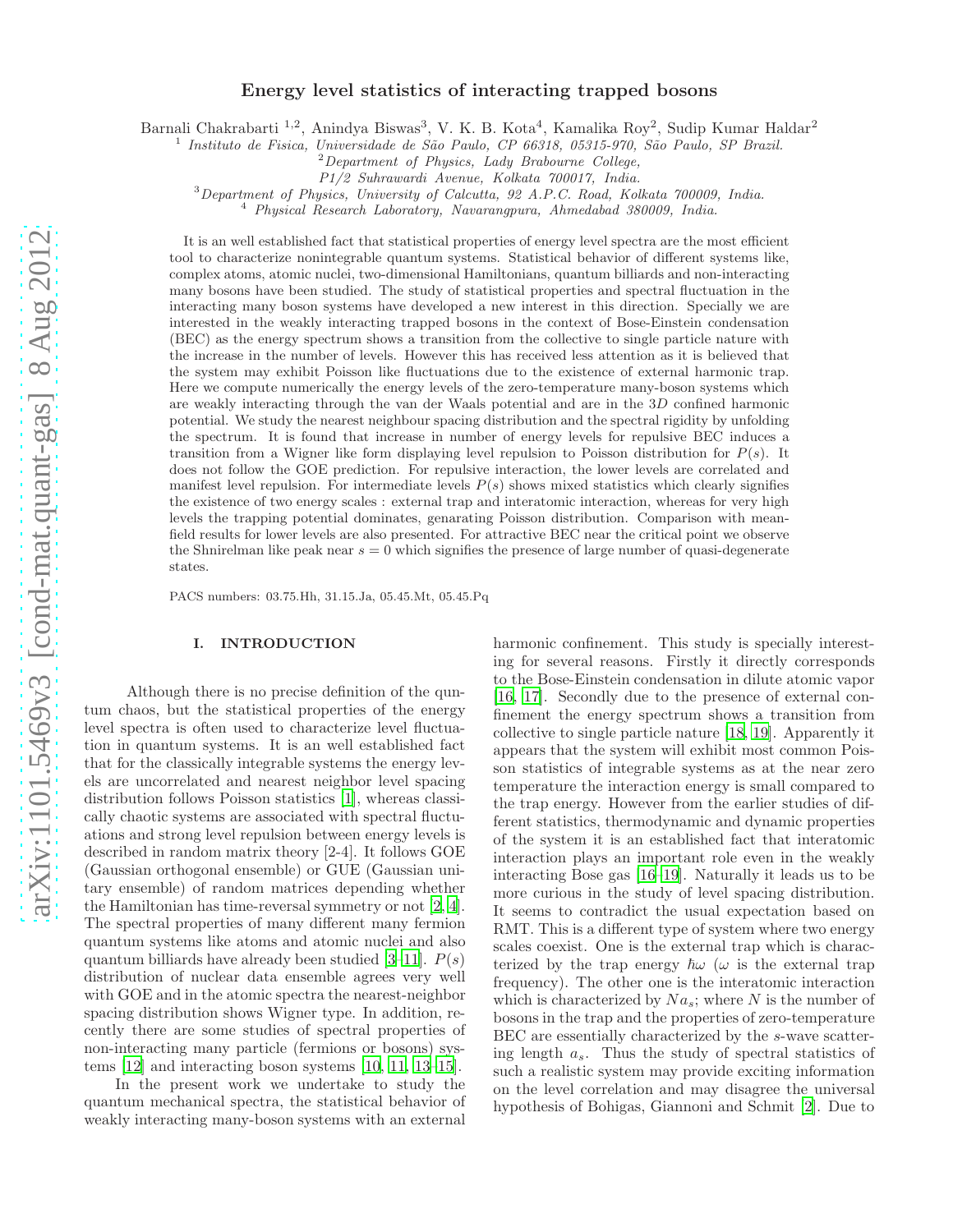# Energy level statistics of interacting trapped bosons

Barnali Chakrabarti [1,2], Anindya Biswas[3], V. K. B. Kota[4], Kamalika Roy[2], Sudip Kumar Haldar[2]

[1] *Instituto de Fisica, Universidade de São Paulo, CP 66318, 05315-970, São Paulo, SP Brazil.*
[2] *Department of Physics, Lady Brabourne College, P1/2 Suhrawardi Avenue, Kolkata 700017, India.*
[3] *Department of Physics, University of Calcutta, 92 A.P.C. Road, Kolkata 700009, India.*
[4] *Physical Research Laboratory, Navarangpura, Ahmedabad 380009, India.*

It is an well established fact that statistical properties of energy level spectra are the most efficient tool to characterize nonintegrable quantum systems. Statistical behavior of different systems like, complex atoms, atomic nuclei, two-dimensional Hamiltonians, quantum billiards and non-interacting many bosons have been studied. The study of statistical properties and spectral fluctuation in the interacting many boson systems have developed a new interest in this direction. Specially we are interested in the weakly interacting trapped bosons in the context of Bose-Einstein condensation (BEC) as the energy spectrum shows a transition from the collective to single particle nature with the increase in the number of levels. However this has received less attention as it is believed that the system may exhibit Poisson like fluctuations due to the existence of external harmonic trap. Here we compute numerically the energy levels of the zero-temperature many-boson systems which are weakly interacting through the van der Waals potential and are in the $3D$ confined harmonic potential. We study the nearest neighbour spacing distribution and the spectral rigidity by unfolding the spectrum. It is found that increase in number of energy levels for repulsive BEC induces a transition from a Wigner like form displaying level repulsion to Poisson distribution for $P(s)$. It does not follow the GOE prediction. For repulsive interaction, the lower levels are correlated and manifest level repulsion. For intermediate levels $P(s)$ shows mixed statistics which clearly signifies the existence of two energy scales : external trap and interatomic interaction, whereas for very high levels the trapping potential dominates, genarating Poisson distribution. Comparison with mean-field results for lower levels are also presented. For attractive BEC near the critical point we observe the Shnirelman like peak near $s = 0$ which signifies the presence of large number of quasi-degenerate states.

PACS numbers: 03.75.Hh, 31.15.Ja, 05.45.Mt, 05.45.Pq

## I. INTRODUCTION

Although there is no precise definition of the quntum chaos, but the statistical properties of the energy level spectra is often used to characterize level fluctuation in quantum systems. It is an well established fact that for the classically integrable systems the energy levels are uncorrelated and nearest neighbor level spacing distribution follows Poisson statistics [1], whereas classically chaotic systems are associated with spectral fluctuations and strong level repulsion between energy levels is described in random matrix theory [2-4]. It follows GOE (Gaussian orthogonal ensemble) or GUE (Gaussian unitary ensemble) of random matrices depending whether the Hamiltonian has time-reversal symmetry or not [2, 4]. The spectral properties of many different many fermion quantum systems like atoms and atomic nuclei and also quantum billiards have already been studied [3–11]. $P(s)$ distribution of nuclear data ensemble agrees very well with GOE and in the atomic spectra the nearest-neighbor spacing distribution shows Wigner type. In addition, recently there are some studies of spectral properties of non-interacting many particle (fermions or bosons) systems [12] and interacting boson systems [10, 11, 13–15].

In the present work we undertake to study the quantum mechanical spectra, the statistical behavior of weakly interacting many-boson systems with an external harmonic confinement. This study is specially interesting for several reasons. Firstly it directly corresponds to the Bose-Einstein condensation in dilute atomic vapor [16, 17]. Secondly due to the presence of external confinement the energy spectrum shows a transition from collective to single particle nature [18, 19]. Apparently it appears that the system will exhibit most common Poisson statistics of integrable systems as at the near zero temperature the interaction energy is small compared to the trap energy. However from the earlier studies of different statistics, thermodynamic and dynamic properties of the system it is an established fact that interatomic interaction plays an important role even in the weakly interacting Bose gas [16–19]. Naturally it leads us to be more curious in the study of level spacing distribution. It seems to contradict the usual expectation based on RMT. This is a different type of system where two energy scales coexist. One is the external trap which is characterized by the trap energy $\hbar\omega$ ($\omega$ is the external trap frequency). The other one is the interatomic interaction which is characterized by $Na_s$; where $N$ is the number of bosons in the trap and the properties of zero-temperature BEC are essentially characterized by the $s$-wave scattering length $a_s$. Thus the study of spectral statistics of such a realistic system may provide exciting information on the level correlation and may disagree the universal hypothesis of Bohigas, Giannoni and Schmit [2]. Due to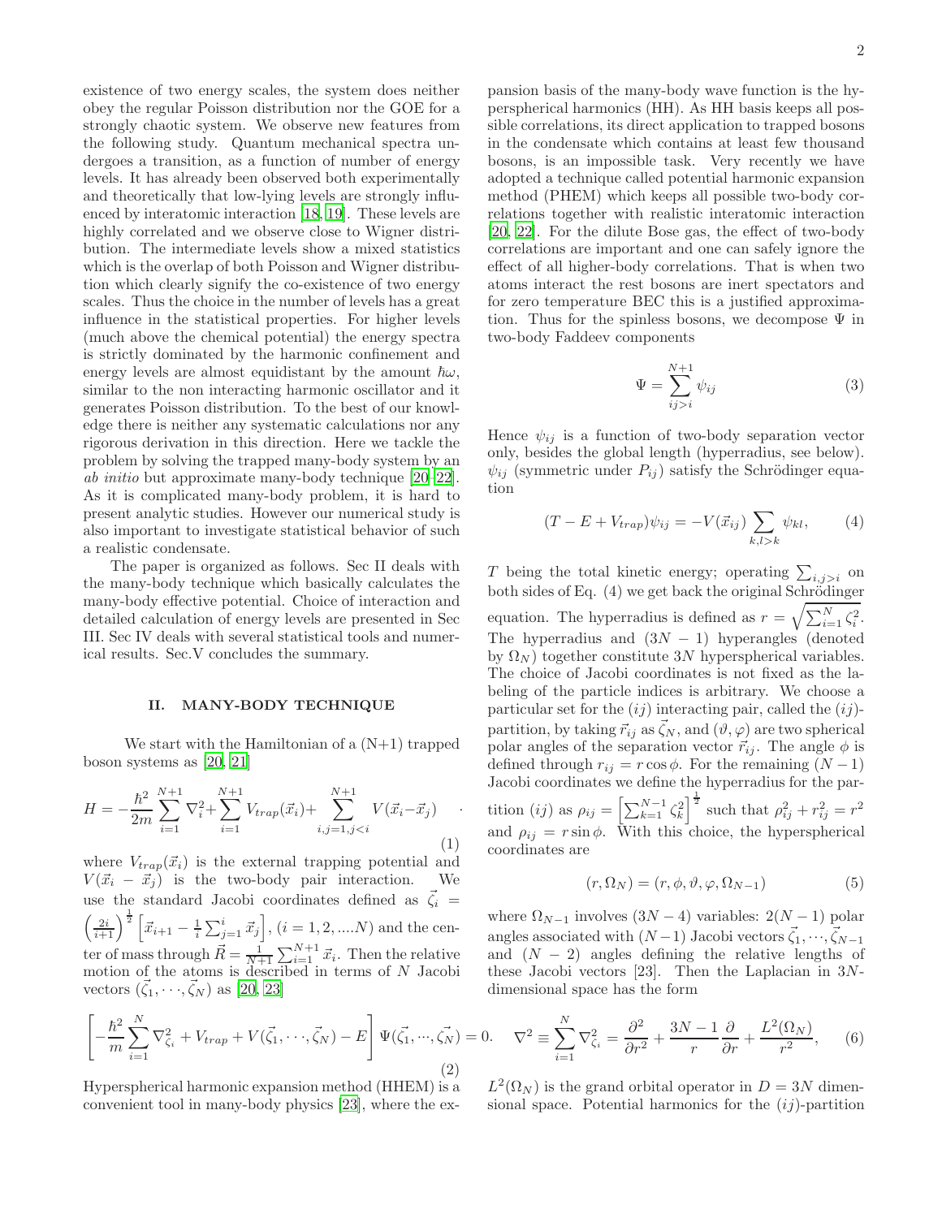existence of two energy scales, the system does neither obey the regular Poisson distribution nor the GOE for a strongly chaotic system. We observe new features from the following study. Quantum mechanical spectra undergoes a transition, as a function of number of energy levels. It has already been observed both experimentally and theoretically that low-lying levels are strongly influenced by interatomic interaction [18, 19]. These levels are highly correlated and we observe close to Wigner distribution. The intermediate levels show a mixed statistics which is the overlap of both Poisson and Wigner distribution which clearly signify the co-existence of two energy scales. Thus the choice in the number of levels has a great influence in the statistical properties. For higher levels (much above the chemical potential) the energy spectra is strictly dominated by the harmonic confinement and energy levels are almost equidistant by the amount $\hbar\omega$, similar to the non interacting harmonic oscillator and it generates Poisson distribution. To the best of our knowledge there is neither any systematic calculations nor any rigorous derivation in this direction. Here we tackle the problem by solving the trapped many-body system by an *ab initio* but approximate many-body technique [20–22]. As it is complicated many-body problem, it is hard to present analytic studies. However our numerical study is also important to investigate statistical behavior of such a realistic condensate.

The paper is organized as follows. Sec II deals with the many-body technique which basically calculates the many-body effective potential. Choice of interaction and detailed calculation of energy levels are presented in Sec III. Sec IV deals with several statistical tools and numerical results. Sec.V concludes the summary.

## II. MANY-BODY TECHNIQUE

We start with the Hamiltonian of a (N+1) trapped boson systems as [20, 21]

$$H = -\frac{\hbar^2}{2m}\sum_{i=1}^{N+1}\nabla_i^2 + \sum_{i=1}^{N+1} V_{trap}(\vec{x}_i) + \sum_{i,j=1,j<i}^{N+1} V(\vec{x}_i - \vec{x}_j) \quad . \tag{1}$$

where $V_{trap}(\vec{x}_i)$ is the external trapping potential and $V(\vec{x}_i - \vec{x}_j)$ is the two-body pair interaction. We use the standard Jacobi coordinates defined as $\vec{\zeta}_i = \left(\frac{2i}{i+1}\right)^{\frac{1}{2}}\left[\vec{x}_{i+1} - \frac{1}{i}\sum_{j=1}^{i}\vec{x}_j\right]$, $(i = 1, 2, ....N)$ and the center of mass through $\vec{R} = \frac{1}{N+1}\sum_{i=1}^{N+1}\vec{x}_i$. Then the relative motion of the atoms is described in terms of $N$ Jacobi vectors $(\vec{\zeta}_1, \cdots, \vec{\zeta}_N)$ as [20, 23]

$$\left[-\frac{\hbar^2}{m}\sum_{i=1}^{N}\nabla_{\zeta_i}^2 + V_{trap} + V(\vec{\zeta}_1, \cdots, \vec{\zeta}_N) - E\right]\Psi(\vec{\zeta}_1, \cdots, \vec{\zeta_N}) = 0. \tag{2}$$

Hyperspherical harmonic expansion method (HHEM) is a convenient tool in many-body physics [23], where the expansion basis of the many-body wave function is the hyperspherical harmonics (HH). As HH basis keeps all possible correlations, its direct application to trapped bosons in the condensate which contains at least few thousand bosons, is an impossible task. Very recently we have adopted a technique called potential harmonic expansion method (PHEM) which keeps all possible two-body correlations together with realistic interatomic interaction [20, 22]. For the dilute Bose gas, the effect of two-body correlations are important and one can safely ignore the effect of all higher-body correlations. That is when two atoms interact the rest bosons are inert spectators and for zero temperature BEC this is a justified approximation. Thus for the spinless bosons, we decompose $\Psi$ in two-body Faddeev components

$$\Psi = \sum_{ij>i}^{N+1}\psi_{ij} \tag{3}$$

Hence $\psi_{ij}$ is a function of two-body separation vector only, besides the global length (hyperradius, see below). $\psi_{ij}$ (symmetric under $P_{ij}$) satisfy the Schrödinger equation

$$(T - E + V_{trap})\psi_{ij} = -V(\vec{x}_{ij})\sum_{k,l>k}\psi_{kl}, \tag{4}$$

$T$ being the total kinetic energy; operating $\sum_{i,j>i}$ on both sides of Eq. (4) we get back the original Schrödinger equation. The hyperradius is defined as $r = \sqrt{\sum_{i=1}^{N}\zeta_i^2}$. The hyperradius and $(3N-1)$ hyperangles (denoted by $\Omega_N$) together constitute $3N$ hyperspherical variables. The choice of Jacobi coordinates is not fixed as the labeling of the particle indices is arbitrary. We choose a particular set for the $(ij)$ interacting pair, called the $(ij)$-partition, by taking $\vec{r}_{ij}$ as $\vec{\zeta}_N$, and $(\vartheta, \varphi)$ are two spherical polar angles of the separation vector $\vec{r}_{ij}$. The angle $\phi$ is defined through $r_{ij} = r\cos\phi$. For the remaining $(N-1)$ Jacobi coordinates we define the hyperradius for the partition $(ij)$ as $\rho_{ij} = \left[\sum_{k=1}^{N-1}\zeta_k^2\right]^{\frac{1}{2}}$ such that $\rho_{ij}^2 + r_{ij}^2 = r^2$ and $\rho_{ij} = r\sin\phi$. With this choice, the hyperspherical coordinates are

$$(r, \Omega_N) = (r, \phi, \vartheta, \varphi, \Omega_{N-1}) \tag{5}$$

where $\Omega_{N-1}$ involves $(3N-4)$ variables: $2(N-1)$ polar angles associated with $(N-1)$ Jacobi vectors $\vec{\zeta}_1, \cdots, \vec{\zeta}_{N-1}$ and $(N-2)$ angles defining the relative lengths of these Jacobi vectors [23]. Then the Laplacian in $3N$-dimensional space has the form

$$\nabla^2 \equiv \sum_{i=1}^{N}\nabla_{\zeta_i}^2 = \frac{\partial^2}{\partial r^2} + \frac{3N-1}{r}\frac{\partial}{\partial r} + \frac{L^2(\Omega_N)}{r^2}, \tag{6}$$

$L^2(\Omega_N)$ is the grand orbital operator in $D = 3N$ dimensional space. Potential harmonics for the $(ij)$-partition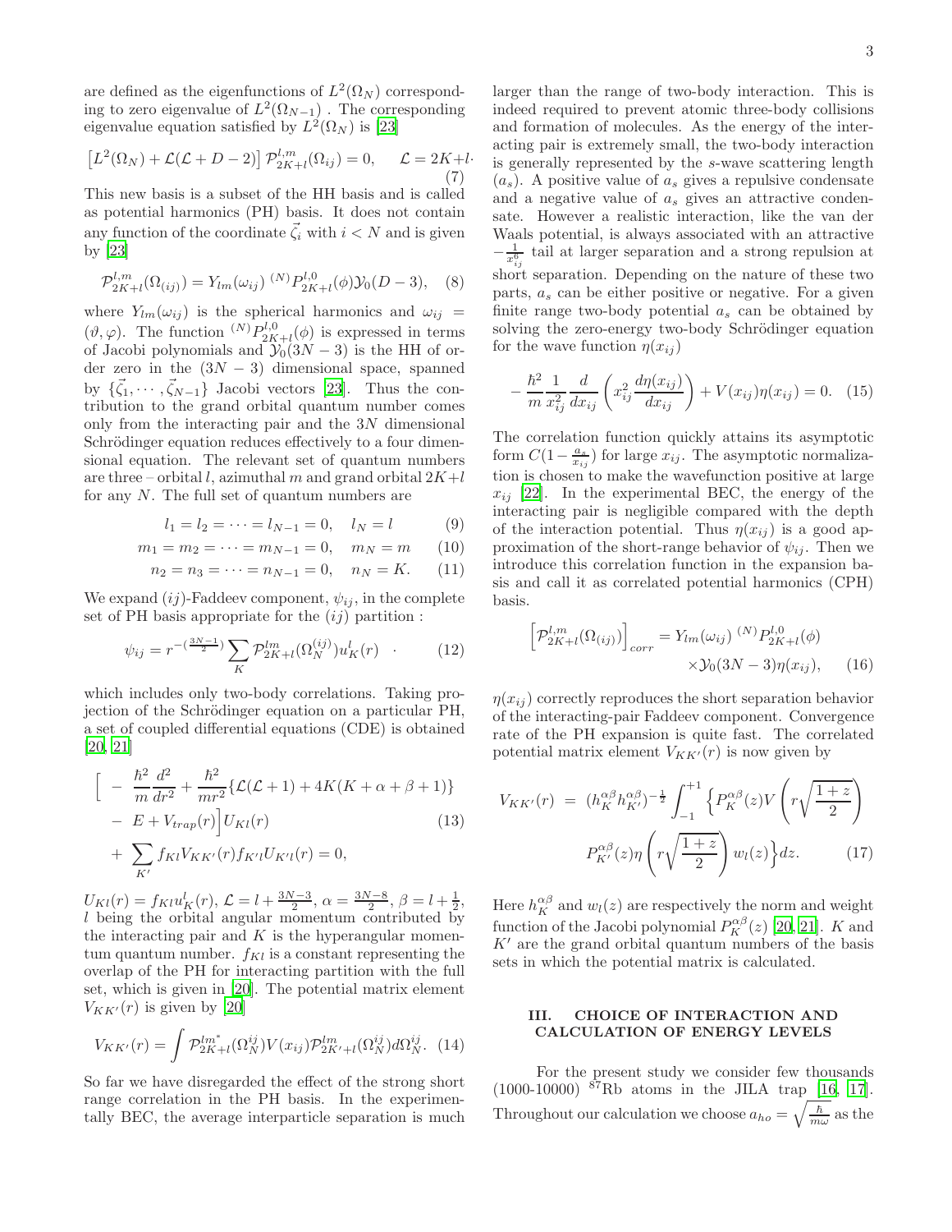are defined as the eigenfunctions of $L^2(\Omega_N)$ corresponding to zero eigenvalue of $L^2(\Omega_{N-1})$ . The corresponding eigenvalue equation satisfied by $L^2(\Omega_N)$ is [23]

$$\left[L^2(\Omega_N) + \mathcal{L}(\mathcal{L} + D - 2)\right] \mathcal{P}^{l,m}_{2K+l}(\Omega_{ij}) = 0, \qquad \mathcal{L} = 2K+l\cdot \tag{7}$$

This new basis is a subset of the HH basis and is called as potential harmonics (PH) basis. It does not contain any function of the coordinate $\vec{\zeta}_i$ with $i < N$ and is given by [23]

$$\mathcal{P}^{l,m}_{2K+l}(\Omega_{(ij)}) = Y_{lm}(\omega_{ij})\ {}^{(N)}P^{l,0}_{2K+l}(\phi)\mathcal{Y}_0(D-3), \tag{8}$$

where $Y_{lm}(\omega_{ij})$ is the spherical harmonics and $\omega_{ij} = (\vartheta, \varphi)$. The function ${}^{(N)}P^{l,0}_{2K+l}(\phi)$ is expressed in terms of Jacobi polynomials and $\mathcal{Y}_0(3N-3)$ is the HH of order zero in the $(3N-3)$ dimensional space, spanned by $\{\vec{\zeta}_1, \cdots, \vec{\zeta}_{N-1}\}$ Jacobi vectors [23]. Thus the contribution to the grand orbital quantum number comes only from the interacting pair and the $3N$ dimensional Schrödinger equation reduces effectively to a four dimensional equation. The relevant set of quantum numbers are three – orbital $l$, azimuthal $m$ and grand orbital $2K+l$ for any $N$. The full set of quantum numbers are

$$l_1 = l_2 = \cdots = l_{N-1} = 0, \quad l_N = l \tag{9}$$

$$m_1 = m_2 = \cdots = m_{N-1} = 0, \quad m_N = m \tag{10}$$

$$n_2 = n_3 = \cdots = n_{N-1} = 0, \quad n_N = K. \tag{11}$$

We expand $(ij)$-Faddeev component, $\psi_{ij}$, in the complete set of PH basis appropriate for the $(ij)$ partition :

$$\psi_{ij} = r^{-(\frac{3N-1}{2})} \sum_K \mathcal{P}^{lm}_{2K+l}(\Omega^{(ij)}_N) u^l_K(r) \quad \cdot \tag{12}$$

which includes only two-body correlations. Taking projection of the Schrödinger equation on a particular PH, a set of coupled differential equations (CDE) is obtained [20, 21]

$$\begin{aligned}
\Big[ &- \frac{\hbar^2}{m}\frac{d^2}{dr^2} + \frac{\hbar^2}{mr^2}\{\mathcal{L}(\mathcal{L}+1) + 4K(K+\alpha+\beta+1)\} \\
&- E + V_{trap}(r)\Big] U_{Kl}(r) \\
&+ \sum_{K'} f_{Kl} V_{KK'}(r) f_{K'l} U_{K'l}(r) = 0,
\end{aligned} \tag{13}$$

$U_{Kl}(r) = f_{Kl}u^l_K(r)$, $\mathcal{L} = l + \frac{3N-3}{2}$, $\alpha = \frac{3N-8}{2}$, $\beta = l + \frac{1}{2}$, $l$ being the orbital angular momentum contributed by the interacting pair and $K$ is the hyperangular momentum quantum number. $f_{Kl}$ is a constant representing the overlap of the PH for interacting partition with the full set, which is given in [20]. The potential matrix element $V_{KK'}(r)$ is given by [20]

$$V_{KK'}(r) = \int \mathcal{P}^{lm^*}_{2K+l}(\Omega^{ij}_N) V(x_{ij}) \mathcal{P}^{lm}_{2K'+l}(\Omega^{ij}_N) d\Omega^{ij}_N. \tag{14}$$

So far we have disregarded the effect of the strong short range correlation in the PH basis. In the experimentally BEC, the average interparticle separation is much larger than the range of two-body interaction. This is indeed required to prevent atomic three-body collisions and formation of molecules. As the energy of the interacting pair is extremely small, the two-body interaction is generally represented by the $s$-wave scattering length ($a_s$). A positive value of $a_s$ gives a repulsive condensate and a negative value of $a_s$ gives an attractive condensate. However a realistic interaction, like the van der Waals potential, is always associated with an attractive $-\frac{1}{x^6_{ij}}$ tail at larger separation and a strong repulsion at short separation. Depending on the nature of these two parts, $a_s$ can be either positive or negative. For a given finite range two-body potential $a_s$ can be obtained by solving the zero-energy two-body Schrödinger equation for the wave function $\eta(x_{ij})$

$$-\frac{\hbar^2}{m}\frac{1}{x^2_{ij}}\frac{d}{dx_{ij}}\left(x^2_{ij}\frac{d\eta(x_{ij})}{dx_{ij}}\right) + V(x_{ij})\eta(x_{ij}) = 0. \tag{15}$$

The correlation function quickly attains its asymptotic form $C(1 - \frac{a_s}{x_{ij}})$ for large $x_{ij}$. The asymptotic normalization is chosen to make the wavefunction positive at large $x_{ij}$ [22]. In the experimental BEC, the energy of the interacting pair is negligible compared with the depth of the interaction potential. Thus $\eta(x_{ij})$ is a good approximation of the short-range behavior of $\psi_{ij}$. Then we introduce this correlation function in the expansion basis and call it as correlated potential harmonics (CPH) basis.

$$\begin{aligned}
\left[\mathcal{P}^{l,m}_{2K+l}(\Omega_{(ij)})\right]_{corr} &= Y_{lm}(\omega_{ij})\ {}^{(N)}P^{l,0}_{2K+l}(\phi) \\
&\times \mathcal{Y}_0(3N-3)\eta(x_{ij}),
\end{aligned} \tag{16}$$

$\eta(x_{ij})$ correctly reproduces the short separation behavior of the interacting-pair Faddeev component. Convergence rate of the PH expansion is quite fast. The correlated potential matrix element $V_{KK'}(r)$ is now given by

$$\begin{aligned}
V_{KK'}(r) &= (h^{\alpha\beta}_K h^{\alpha\beta}_{K'})^{-\frac{1}{2}} \int_{-1}^{+1} \Big\{ P^{\alpha\beta}_K(z) V\left(r\sqrt{\frac{1+z}{2}}\right) \\
&\quad P^{\alpha\beta}_{K'}(z) \eta\left(r\sqrt{\frac{1+z}{2}}\right) w_l(z) \Big\} dz.
\end{aligned} \tag{17}$$

Here $h^{\alpha\beta}_K$ and $w_l(z)$ are respectively the norm and weight function of the Jacobi polynomial $P^{\alpha\beta}_K(z)$ [20, 21]. $K$ and $K'$ are the grand orbital quantum numbers of the basis sets in which the potential matrix is calculated.

## III. CHOICE OF INTERACTION AND CALCULATION OF ENERGY LEVELS

For the present study we consider few thousands (1000-10000) $^{87}$Rb atoms in the JILA trap [16, 17]. Throughout our calculation we choose $a_{ho} = \sqrt{\frac{\hbar}{m\omega}}$ as the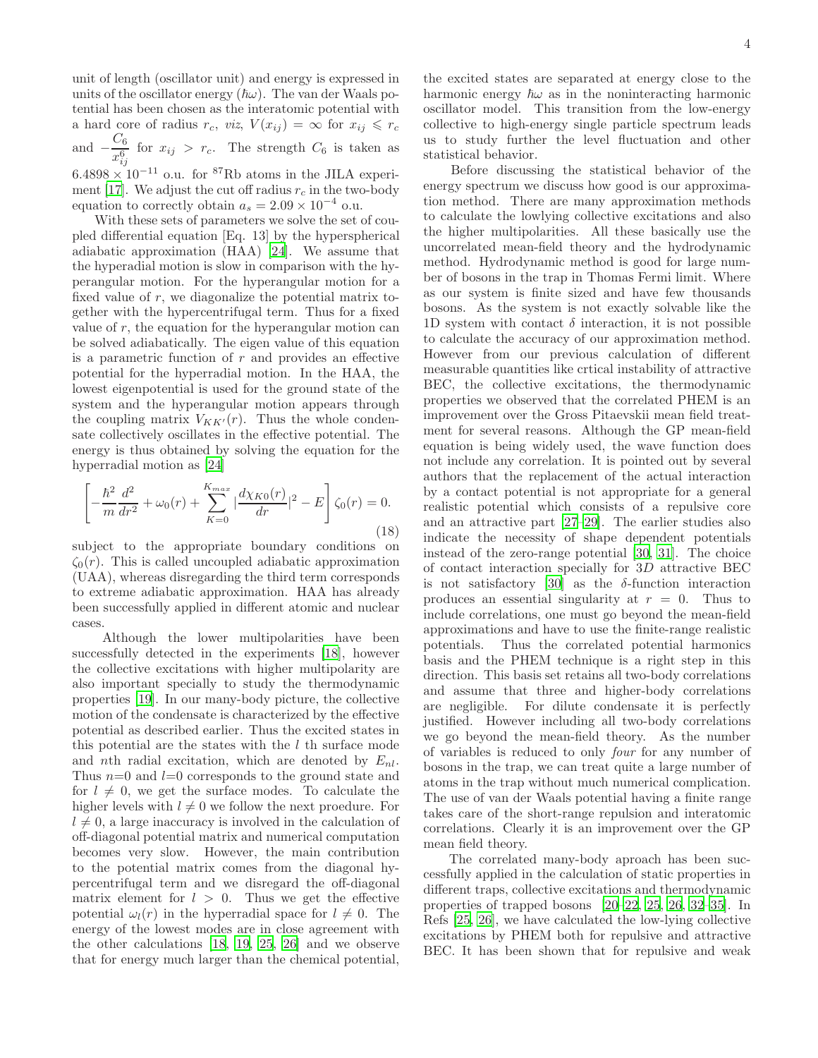unit of length (oscillator unit) and energy is expressed in units of the oscillator energy ($\hbar\omega$). The van der Waals potential has been chosen as the interatomic potential with a hard core of radius $r_c$, *viz*, $V(x_{ij}) = \infty$ for $x_{ij} \leqslant r_c$ and $-\frac{C_6}{x_{ij}^6}$ for $x_{ij} > r_c$. The strength $C_6$ is taken as $6.4898 \times 10^{-11}$ o.u. for $^{87}$Rb atoms in the JILA experiment [17]. We adjust the cut off radius $r_c$ in the two-body equation to correctly obtain $a_s = 2.09 \times 10^{-4}$ o.u.

With these sets of parameters we solve the set of coupled differential equation [Eq. 13] by the hyperspherical adiabatic approximation (HAA) [24]. We assume that the hyperadial motion is slow in comparison with the hyperangular motion. For the hyperangular motion for a fixed value of $r$, we diagonalize the potential matrix together with the hypercentrifugal term. Thus for a fixed value of $r$, the equation for the hyperangular motion can be solved adiabatically. The eigen value of this equation is a parametric function of $r$ and provides an effective potential for the hyperradial motion. In the HAA, the lowest eigenpotential is used for the ground state of the system and the hyperangular motion appears through the coupling matrix $V_{KK'}(r)$. Thus the whole condensate collectively oscillates in the effective potential. The energy is thus obtained by solving the equation for the hyperradial motion as [24]

$$\left[-\frac{\hbar^2}{m}\frac{d^2}{dr^2} + \omega_0(r) + \sum_{K=0}^{K_{max}} |\frac{d\chi_{K0}(r)}{dr}|^2 - E\right]\zeta_0(r) = 0. \tag{18}$$

subject to the appropriate boundary conditions on $\zeta_0(r)$. This is called uncoupled adiabatic approximation (UAA), whereas disregarding the third term corresponds to extreme adiabatic approximation. HAA has already been successfully applied in different atomic and nuclear cases.

Although the lower multipolarities have been successfully detected in the experiments [18], however the collective excitations with higher multipolarity are also important specially to study the thermodynamic properties [19]. In our many-body picture, the collective motion of the condensate is characterized by the effective potential as described earlier. Thus the excited states in this potential are the states with the $l$ th surface mode and $n$th radial excitation, which are denoted by $E_{nl}$. Thus $n$=0 and $l$=0 corresponds to the ground state and for $l \neq 0$, we get the surface modes. To calculate the higher levels with $l \neq 0$ we follow the next proedure. For $l \neq 0$, a large inaccuracy is involved in the calculation of off-diagonal potential matrix and numerical computation becomes very slow. However, the main contribution to the potential matrix comes from the diagonal hypercentrifugal term and we disregard the off-diagonal matrix element for $l > 0$. Thus we get the effective potential $\omega_l(r)$ in the hyperradial space for $l \neq 0$. The energy of the lowest modes are in close agreement with the other calculations [18, 19, 25, 26] and we observe that for energy much larger than the chemical potential, the excited states are separated at energy close to the harmonic energy $\hbar\omega$ as in the noninteracting harmonic oscillator model. This transition from the low-energy collective to high-energy single particle spectrum leads us to study further the level fluctuation and other statistical behavior.

Before discussing the statistical behavior of the energy spectrum we discuss how good is our approximation method. There are many approximation methods to calculate the lowlying collective excitations and also the higher multipolarities. All these basically use the uncorrelated mean-field theory and the hydrodynamic method. Hydrodynamic method is good for large number of bosons in the trap in Thomas Fermi limit. Where as our system is finite sized and have few thousands bosons. As the system is not exactly solvable like the 1D system with contact $\delta$ interaction, it is not possible to calculate the accuracy of our approximation method. However from our previous calculation of different measurable quantities like crtical instability of attractive BEC, the collective excitations, the thermodynamic properties we observed that the correlated PHEM is an improvement over the Gross Pitaevskii mean field treatment for several reasons. Although the GP mean-field equation is being widely used, the wave function does not include any correlation. It is pointed out by several authors that the replacement of the actual interaction by a contact potential is not appropriate for a general realistic potential which consists of a repulsive core and an attractive part [27–29]. The earlier studies also indicate the necessity of shape dependent potentials instead of the zero-range potential [30, 31]. The choice of contact interaction specially for $3D$ attractive BEC is not satisfactory [30] as the $\delta$-function interaction produces an essential singularity at $r = 0$. Thus to include correlations, one must go beyond the mean-field approximations and have to use the finite-range realistic potentials. Thus the correlated potential harmonics basis and the PHEM technique is a right step in this direction. This basis set retains all two-body correlations and assume that three and higher-body correlations are negligible. For dilute condensate it is perfectly justified. However including all two-body correlations we go beyond the mean-field theory. As the number of variables is reduced to only *four* for any number of bosons in the trap, we can treat quite a large number of atoms in the trap without much numerical complication. The use of van der Waals potential having a finite range takes care of the short-range repulsion and interatomic correlations. Clearly it is an improvement over the GP mean field theory.

The correlated many-body aproach has been successfully applied in the calculation of static properties in different traps, collective excitations and thermodynamic properties of trapped bosons [20–22, 25, 26, 32–35]. In Refs [25, 26], we have calculated the low-lying collective excitations by PHEM both for repulsive and attractive BEC. It has been shown that for repulsive and weak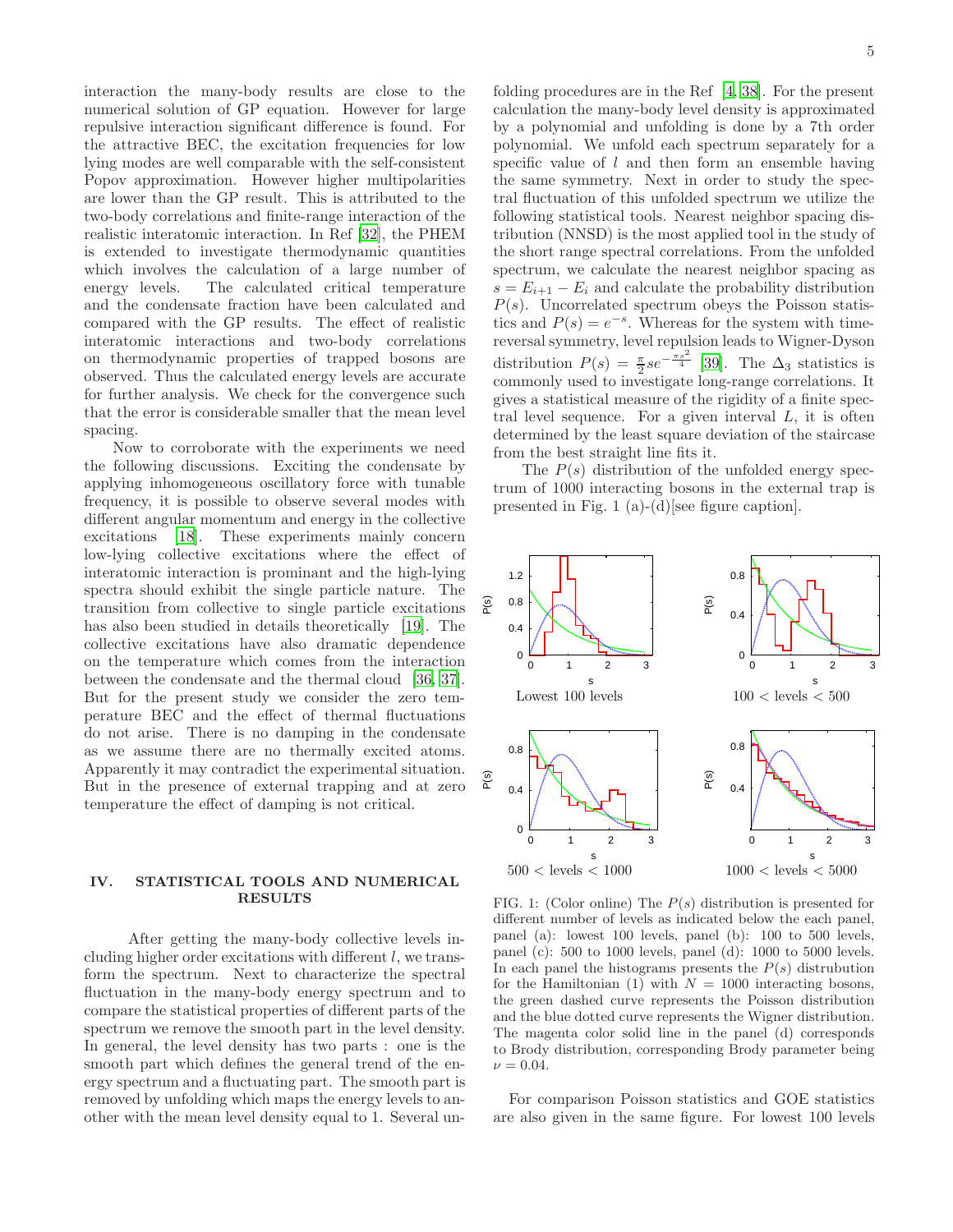interaction the many-body results are close to the numerical solution of GP equation. However for large repulsive interaction significant difference is found. For the attractive BEC, the excitation frequencies for low lying modes are well comparable with the self-consistent Popov approximation. However higher multipolarities are lower than the GP result. This is attributed to the two-body correlations and finite-range interaction of the realistic interatomic interaction. In Ref [32], the PHEM is extended to investigate thermodynamic quantities which involves the calculation of a large number of energy levels. The calculated critical temperature and the condensate fraction have been calculated and compared with the GP results. The effect of realistic interatomic interactions and two-body correlations on thermodynamic properties of trapped bosons are observed. Thus the calculated energy levels are accurate for further analysis. We check for the convergence such that the error is considerable smaller that the mean level spacing.

Now to corroborate with the experiments we need the following discussions. Exciting the condensate by applying inhomogeneous oscillatory force with tunable frequency, it is possible to observe several modes with different angular momentum and energy in the collective excitations [18]. These experiments mainly concern low-lying collective excitations where the effect of interatomic interaction is prominant and the high-lying spectra should exhibit the single particle nature. The transition from collective to single particle excitations has also been studied in details theoretically [19]. The collective excitations have also dramatic dependence on the temperature which comes from the interaction between the condensate and the thermal cloud [36, 37]. But for the present study we consider the zero temperature BEC and the effect of thermal fluctuations do not arise. There is no damping in the condensate as we assume there are no thermally excited atoms. Apparently it may contradict the experimental situation. But in the presence of external trapping and at zero temperature the effect of damping is not critical.

## IV. STATISTICAL TOOLS AND NUMERICAL RESULTS

After getting the many-body collective levels including higher order excitations with different $l$, we transform the spectrum. Next to characterize the spectral fluctuation in the many-body energy spectrum and to compare the statistical properties of different parts of the spectrum we remove the smooth part in the level density. In general, the level density has two parts : one is the smooth part which defines the general trend of the energy spectrum and a fluctuating part. The smooth part is removed by unfolding which maps the energy levels to another with the mean level density equal to 1. Several unfolding procedures are in the Ref [4, 38]. For the present calculation the many-body level density is approximated by a polynomial and unfolding is done by a 7th order polynomial. We unfold each spectrum separately for a specific value of $l$ and then form an ensemble having the same symmetry. Next in order to study the spectral fluctuation of this unfolded spectrum we utilize the following statistical tools. Nearest neighbor spacing distribution (NNSD) is the most applied tool in the study of the short range spectral correlations. From the unfolded spectrum, we calculate the nearest neighbor spacing as $s = E_{i+1} - E_i$ and calculate the probability distribution $P(s)$. Uncorrelated spectrum obeys the Poisson statistics and $P(s) = e^{-s}$. Whereas for the system with time-reversal symmetry, level repulsion leads to Wigner-Dyson distribution $P(s) = \frac{\pi}{2} s e^{-\frac{\pi s^2}{4}}$ [39]. The $\Delta_3$ statistics is commonly used to investigate long-range correlations. It gives a statistical measure of the rigidity of a finite spectral level sequence. For a given interval $L$, it is often determined by the least square deviation of the staircase from the best straight line fits it.

The $P(s)$ distribution of the unfolded energy spectrum of 1000 interacting bosons in the external trap is presented in Fig. 1 (a)-(d)[see figure caption].

FIG. 1: (Color online) The $P(s)$ distribution is presented for different number of levels as indicated below the each panel, panel (a): lowest 100 levels, panel (b): 100 to 500 levels, panel (c): 500 to 1000 levels, panel (d): 1000 to 5000 levels. In each panel the histograms presents the $P(s)$ distrubution for the Hamiltonian (1) with $N = 1000$ interacting bosons, the green dashed curve represents the Poisson distribution and the blue dotted curve represents the Wigner distribution. The magenta color solid line in the panel (d) corresponds to Brody distribution, corresponding Brody parameter being $\nu = 0.04$.

For comparison Poisson statistics and GOE statistics are also given in the same figure. For lowest 100 levels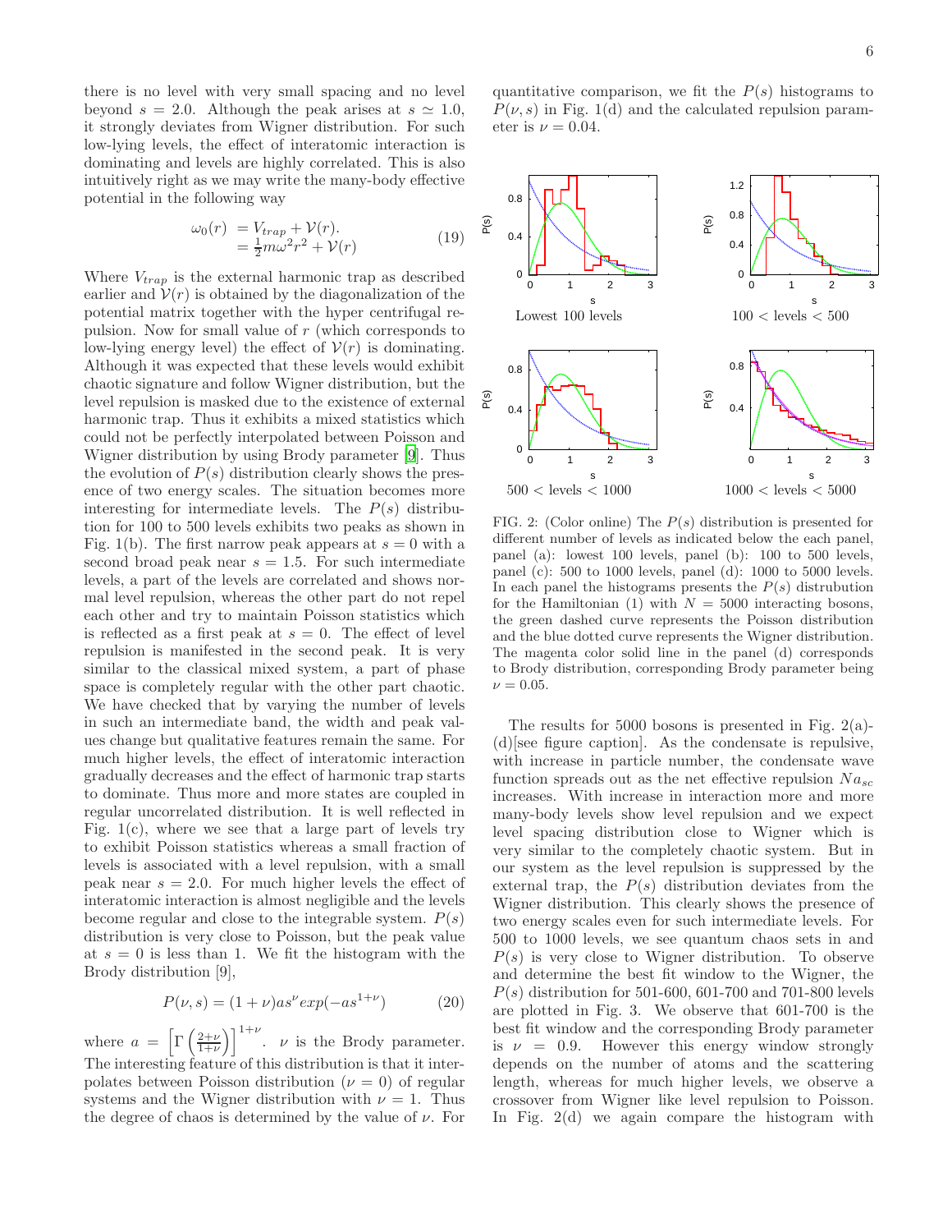there is no level with very small spacing and no level beyond $s = 2.0$. Although the peak arises at $s \simeq 1.0$, it strongly deviates from Wigner distribution. For such low-lying levels, the effect of interatomic interaction is dominating and levels are highly correlated. This is also intuitively right as we may write the many-body effective potential in the following way

$$\begin{aligned} \omega_0(r) &= V_{trap} + \mathcal{V}(r). \\ &= \frac{1}{2}m\omega^2 r^2 + \mathcal{V}(r) \end{aligned} \tag{19}$$

Where $V_{trap}$ is the external harmonic trap as described earlier and $\mathcal{V}(r)$ is obtained by the diagonalization of the potential matrix together with the hyper centrifugal repulsion. Now for small value of $r$ (which corresponds to low-lying energy level) the effect of $\mathcal{V}(r)$ is dominating. Although it was expected that these levels would exhibit chaotic signature and follow Wigner distribution, but the level repulsion is masked due to the existence of external harmonic trap. Thus it exhibits a mixed statistics which could not be perfectly interpolated between Poisson and Wigner distribution by using Brody parameter [9]. Thus the evolution of $P(s)$ distribution clearly shows the presence of two energy scales. The situation becomes more interesting for intermediate levels. The $P(s)$ distribution for 100 to 500 levels exhibits two peaks as shown in Fig. 1(b). The first narrow peak appears at $s = 0$ with a second broad peak near $s = 1.5$. For such intermediate levels, a part of the levels are correlated and shows normal level repulsion, whereas the other part do not repel each other and try to maintain Poisson statistics which is reflected as a first peak at $s = 0$. The effect of level repulsion is manifested in the second peak. It is very similar to the classical mixed system, a part of phase space is completely regular with the other part chaotic. We have checked that by varying the number of levels in such an intermediate band, the width and peak values change but qualitative features remain the same. For much higher levels, the effect of interatomic interaction gradually decreases and the effect of harmonic trap starts to dominate. Thus more and more states are coupled in regular uncorrelated distribution. It is well reflected in Fig. 1(c), where we see that a large part of levels try to exhibit Poisson statistics whereas a small fraction of levels is associated with a level repulsion, with a small peak near $s = 2.0$. For much higher levels the effect of interatomic interaction is almost negligible and the levels become regular and close to the integrable system. $P(s)$ distribution is very close to Poisson, but the peak value at $s = 0$ is less than 1. We fit the histogram with the Brody distribution [9],

$$P(\nu, s) = (1 + \nu)as^{\nu}exp(-as^{1+\nu}) \tag{20}$$

where $a = \left[\Gamma\left(\frac{2+\nu}{1+\nu}\right)\right]^{1+\nu}$. $\nu$ is the Brody parameter. The interesting feature of this distribution is that it interpolates between Poisson distribution ($\nu = 0$) of regular systems and the Wigner distribution with $\nu = 1$. Thus the degree of chaos is determined by the value of $\nu$. For quantitative comparison, we fit the $P(s)$ histograms to $P(\nu, s)$ in Fig. 1(d) and the calculated repulsion parameter is $\nu = 0.04$.

FIG. 2: (Color online) The $P(s)$ distribution is presented for different number of levels as indicated below the each panel, panel (a): lowest 100 levels, panel (b): 100 to 500 levels, panel (c): 500 to 1000 levels, panel (d): 1000 to 5000 levels. In each panel the histograms presents the $P(s)$ distrubution for the Hamiltonian (1) with $N = 5000$ interacting bosons, the green dashed curve represents the Poisson distribution and the blue dotted curve represents the Wigner distribution. The magenta color solid line in the panel (d) corresponds to Brody distribution, corresponding Brody parameter being $\nu = 0.05$.

The results for 5000 bosons is presented in Fig. 2(a)-(d)[see figure caption]. As the condensate is repulsive, with increase in particle number, the condensate wave function spreads out as the net effective repulsion $Na_{sc}$ increases. With increase in interaction more and more many-body levels show level repulsion and we expect level spacing distribution close to Wigner which is very similar to the completely chaotic system. But in our system as the level repulsion is suppressed by the external trap, the $P(s)$ distribution deviates from the Wigner distribution. This clearly shows the presence of two energy scales even for such intermediate levels. For 500 to 1000 levels, we see quantum chaos sets in and $P(s)$ is very close to Wigner distribution. To observe and determine the best fit window to the Wigner, the $P(s)$ distribution for 501-600, 601-700 and 701-800 levels are plotted in Fig. 3. We observe that 601-700 is the best fit window and the corresponding Brody parameter is $\nu = 0.9$. However this energy window strongly depends on the number of atoms and the scattering length, whereas for much higher levels, we observe a crossover from Wigner like level repulsion to Poisson. In Fig. 2(d) we again compare the histogram with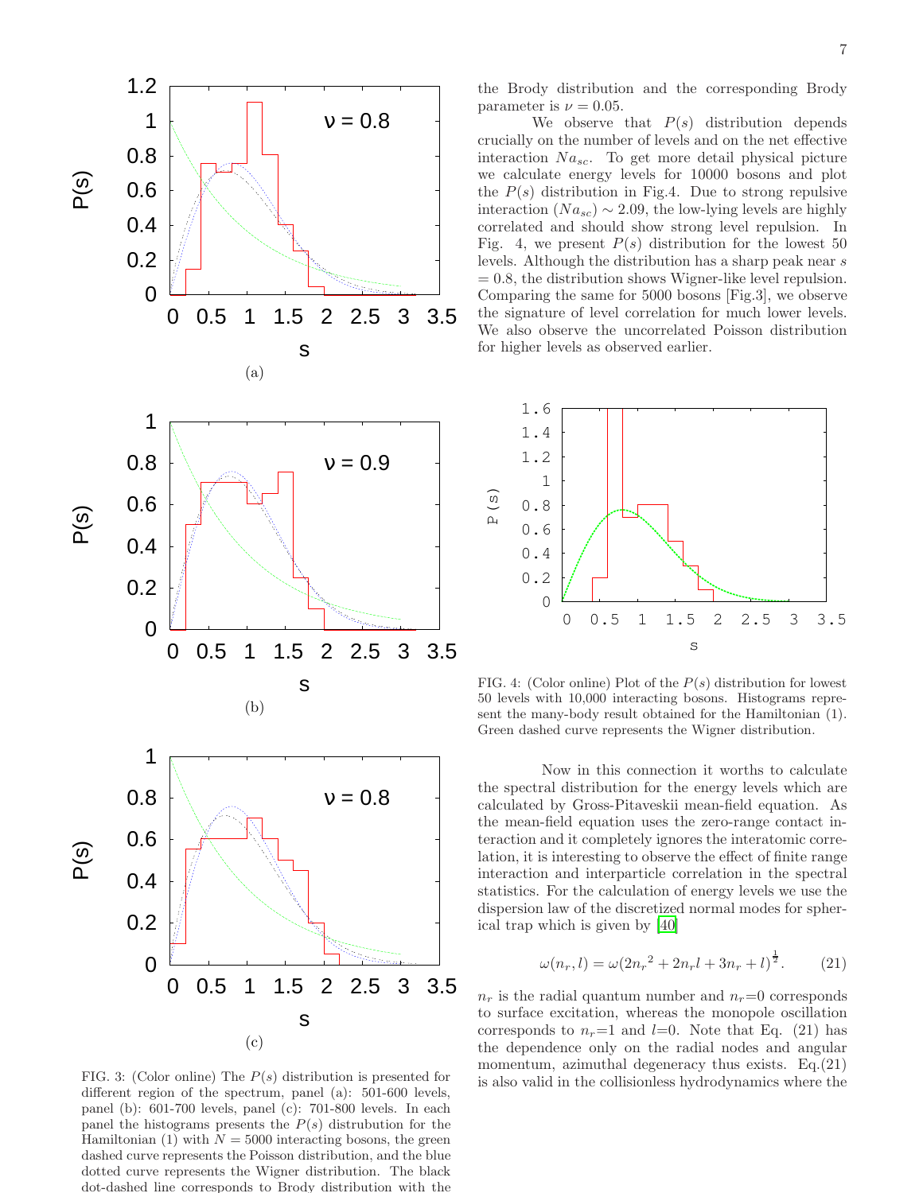FIG. 3: (Color online) The $P(s)$ distribution is presented for different region of the spectrum, panel (a): 501-600 levels, panel (b): 601-700 levels, panel (c): 701-800 levels. In each panel the histograms presents the $P(s)$ distrubution for the Hamiltonian (1) with $N = 5000$ interacting bosons, the green dashed curve represents the Poisson distribution, and the blue dotted curve represents the Wigner distribution. The black dot-dashed line corresponds to Brody distribution with the

the Brody distribution and the corresponding Brody parameter is $\nu = 0.05$.

We observe that $P(s)$ distribution depends crucially on the number of levels and on the net effective interaction $Na_{sc}$. To get more detail physical picture we calculate energy levels for 10000 bosons and plot the $P(s)$ distribution in Fig.4. Due to strong repulsive interaction $(Na_{sc}) \sim 2.09$, the low-lying levels are highly correlated and should show strong level repulsion. In Fig. 4, we present $P(s)$ distribution for the lowest 50 levels. Although the distribution has a sharp peak near $s = 0.8$, the distribution shows Wigner-like level repulsion. Comparing the same for 5000 bosons [Fig.3], we observe the signature of level correlation for much lower levels. We also observe the uncorrelated Poisson distribution for higher levels as observed earlier.

FIG. 4: (Color online) Plot of the $P(s)$ distribution for lowest 50 levels with 10,000 interacting bosons. Histograms represent the many-body result obtained for the Hamiltonian (1). Green dashed curve represents the Wigner distribution.

Now in this connection it worths to calculate the spectral distribution for the energy levels which are calculated by Gross-Pitaveskii mean-field equation. As the mean-field equation uses the zero-range contact interaction and it completely ignores the interatomic correlation, it is interesting to observe the effect of finite range interaction and interparticle correlation in the spectral statistics. For the calculation of energy levels we use the dispersion law of the discretized normal modes for spherical trap which is given by [40]

$$\omega(n_r, l) = \omega(2{n_r}^2 + 2n_r l + 3n_r + l)^{\frac{1}{2}}. \tag{21}$$

$n_r$ is the radial quantum number and $n_r$=0 corresponds to surface excitation, whereas the monopole oscillation corresponds to $n_r$=1 and $l$=0. Note that Eq. (21) has the dependence only on the radial nodes and angular momentum, azimuthal degeneracy thus exists. Eq.(21) is also valid in the collisionless hydrodynamics where the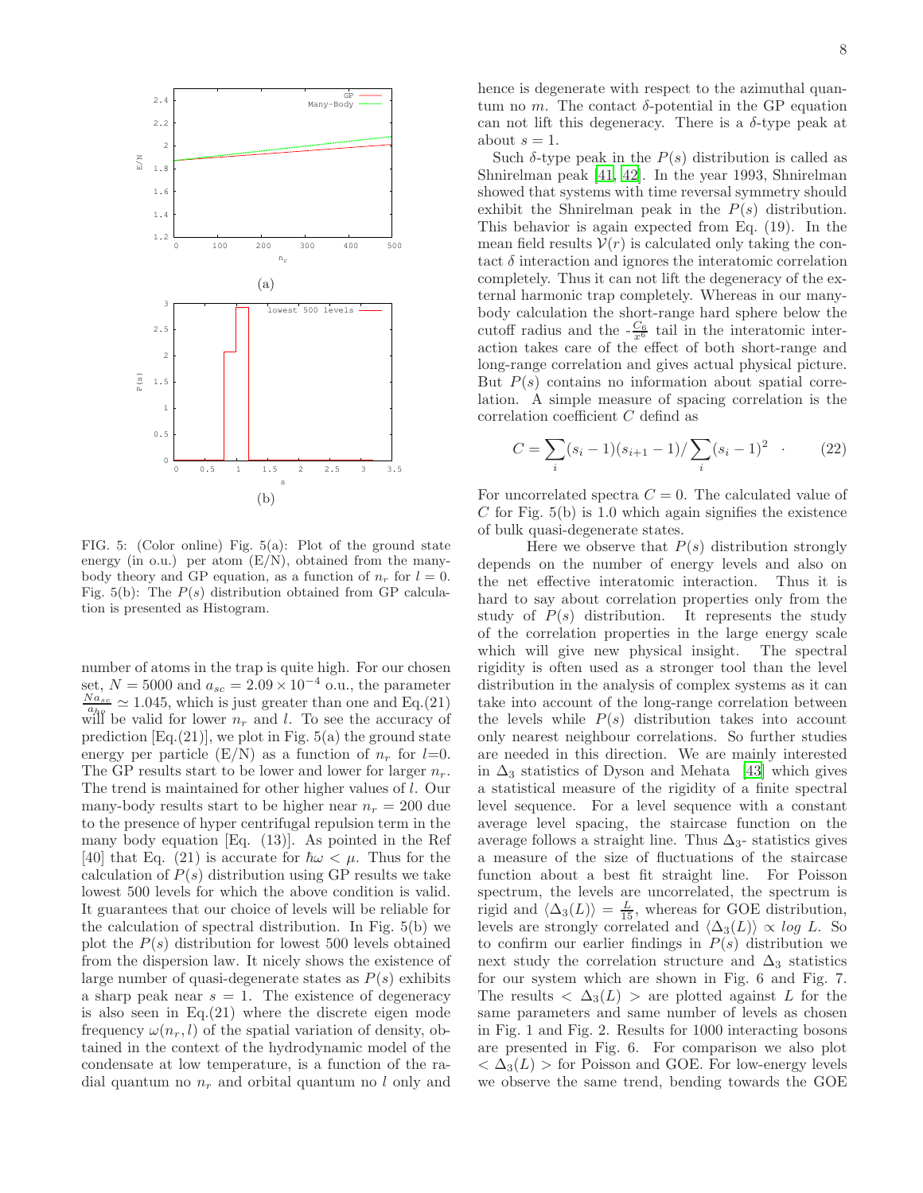FIG. 5: (Color online) Fig. 5(a): Plot of the ground state energy (in o.u.) per atom (E/N), obtained from the many-body theory and GP equation, as a function of $n_r$ for $l = 0$. Fig. 5(b): The $P(s)$ distribution obtained from GP calculation is presented as Histogram.

number of atoms in the trap is quite high. For our chosen set, $N = 5000$ and $a_{sc} = 2.09 \times 10^{-4}$ o.u., the parameter $\frac{N a_{sc}}{a_{ho}} \simeq 1.045$, which is just greater than one and Eq.(21) will be valid for lower $n_r$ and $l$. To see the accuracy of prediction [Eq.(21)], we plot in Fig. 5(a) the ground state energy per particle (E/N) as a function of $n_r$ for $l$=0. The GP results start to be lower and lower for larger $n_r$. The trend is maintained for other higher values of $l$. Our many-body results start to be higher near $n_r = 200$ due to the presence of hyper centrifugal repulsion term in the many body equation [Eq. (13)]. As pointed in the Ref [40] that Eq. (21) is accurate for $\hbar\omega < \mu$. Thus for the calculation of $P(s)$ distribution using GP results we take lowest 500 levels for which the above condition is valid. It guarantees that our choice of levels will be reliable for the calculation of spectral distribution. In Fig. 5(b) we plot the $P(s)$ distribution for lowest 500 levels obtained from the dispersion law. It nicely shows the existence of large number of quasi-degenerate states as $P(s)$ exhibits a sharp peak near $s = 1$. The existence of degeneracy is also seen in Eq.(21) where the discrete eigen mode frequency $\omega(n_r, l)$ of the spatial variation of density, obtained in the context of the hydrodynamic model of the condensate at low temperature, is a function of the radial quantum no $n_r$ and orbital quantum no $l$ only and hence is degenerate with respect to the azimuthal quantum no $m$. The contact $\delta$-potential in the GP equation can not lift this degeneracy. There is a $\delta$-type peak at about $s = 1$.

Such $\delta$-type peak in the $P(s)$ distribution is called as Shnirelman peak [41, 42]. In the year 1993, Shnirelman showed that systems with time reversal symmetry should exhibit the Shnirelman peak in the $P(s)$ distribution. This behavior is again expected from Eq. (19). In the mean field results $\mathcal{V}(r)$ is calculated only taking the contact $\delta$ interaction and ignores the interatomic correlation completely. Thus it can not lift the degeneracy of the external harmonic trap completely. Whereas in our many-body calculation the short-range hard sphere below the cutoff radius and the -$\frac{C_6}{x^6}$ tail in the interatomic interaction takes care of the effect of both short-range and long-range correlation and gives actual physical picture. But $P(s)$ contains no information about spatial correlation. A simple measure of spacing correlation is the correlation coefficient $C$ defind as

$$C = \sum_i (s_i - 1)(s_{i+1} - 1) / \sum_i (s_i - 1)^2 \quad . \tag{22}$$

For uncorrelated spectra $C = 0$. The calculated value of $C$ for Fig. 5(b) is 1.0 which again signifies the existence of bulk quasi-degenerate states.

Here we observe that $P(s)$ distribution strongly depends on the number of energy levels and also on the net effective interatomic interaction. Thus it is hard to say about correlation properties only from the study of $P(s)$ distribution. It represents the study of the correlation properties in the large energy scale which will give new physical insight. The spectral rigidity is often used as a stronger tool than the level distribution in the analysis of complex systems as it can take into account of the long-range correlation between the levels while $P(s)$ distribution takes into account only nearest neighbour correlations. So further studies are needed in this direction. We are mainly interested in $\Delta_3$ statistics of Dyson and Mehata [43] which gives a statistical measure of the rigidity of a finite spectral level sequence. For a level sequence with a constant average level spacing, the staircase function on the average follows a straight line. Thus $\Delta_3$- statistics gives a measure of the size of fluctuations of the staircase function about a best fit straight line. For Poisson spectrum, the levels are uncorrelated, the spectrum is rigid and $\langle \Delta_3(L) \rangle = \frac{L}{15}$, whereas for GOE distribution, levels are strongly correlated and $\langle \Delta_3(L) \rangle \propto log\ L$. So to confirm our earlier findings in $P(s)$ distribution we next study the correlation structure and $\Delta_3$ statistics for our system which are shown in Fig. 6 and Fig. 7. The results $< \Delta_3(L) >$ are plotted against $L$ for the same parameters and same number of levels as chosen in Fig. 1 and Fig. 2. Results for 1000 interacting bosons are presented in Fig. 6. For comparison we also plot $< \Delta_3(L) >$ for Poisson and GOE. For low-energy levels we observe the same trend, bending towards the GOE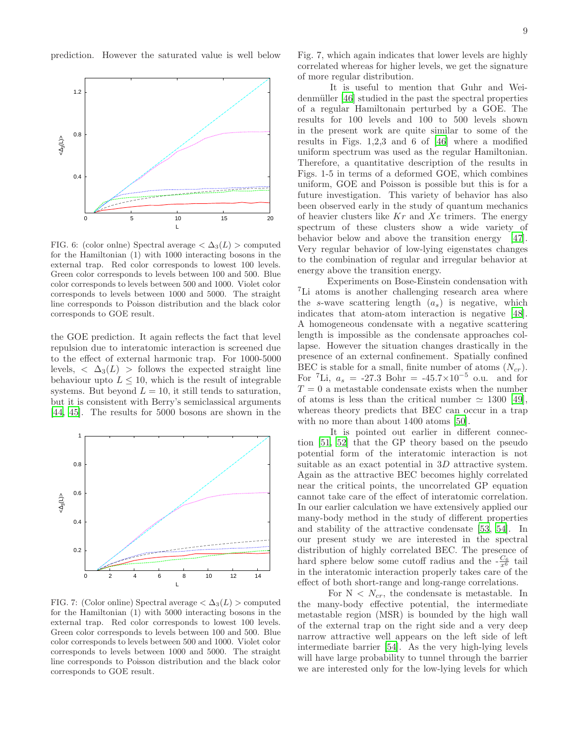prediction. However the saturated value is well below the GOE prediction. It again reflects the fact that level repulsion due to interatomic interaction is screened due to the effect of external harmonic trap. For 1000-5000 levels, $< \Delta_3(L) >$ follows the expected straight line behaviour upto $L \leq 10$, which is the result of integrable systems. But beyond $L = 10$, it still tends to saturation, but it is consistent with Berry's semiclassical arguments [44, 45]. The results for 5000 bosons are shown in the Fig. 7, which again indicates that lower levels are highly correlated whereas for higher levels, we get the signature of more regular distribution.

FIG. 6: (color onlne) Spectral average $< \Delta_3(L) >$ computed for the Hamiltonian (1) with 1000 interacting bosons in the external trap. Red color corresponds to lowest 100 levels. Green color corresponds to levels between 100 and 500. Blue color corresponds to levels between 500 and 1000. Violet color corresponds to levels between 1000 and 5000. The straight line corresponds to Poisson distribution and the black color corresponds to GOE result.

FIG. 7: (Color online) Spectral average $< \Delta_3(L) >$ computed for the Hamiltonian (1) with 5000 interacting bosons in the external trap. Red color corresponds to lowest 100 levels. Green color corresponds to levels between 100 and 500. Violet color corresponds to levels between 500 and 1000. Violet color corresponds to levels between 1000 and 5000. The straight line corresponds to Poisson distribution and the black color corresponds to GOE result.

It is useful to mention that Guhr and Weidenmüller [46] studied in the past the spectral properties of a regular Hamiltonain perturbed by a GOE. The results for 100 levels and 100 to 500 levels shown in the present work are quite similar to some of the results in Figs. 1,2,3 and 6 of [46] where a modified uniform spectrum was used as the regular Hamiltonian. Therefore, a quantitative description of the results in Figs. 1-5 in terms of a deformed GOE, which combines uniform, GOE and Poisson is possible but this is for a future investigation. This variety of behavior has also been observed early in the study of quantum mechanics of heavier clusters like $Kr$ and $Xe$ trimers. The energy spectrum of these clusters show a wide variety of behavior below and above the transition energy [47]. Very regular behavior of low-lying eigenstates changes to the combination of regular and irregular behavior at energy above the transition energy.

Experiments on Bose-Einstein condensation with $^7$Li atoms is another challenging research area where the $s$-wave scattering length ($a_s$) is negative, which indicates that atom-atom interaction is negative [48]. A homogeneous condensate with a negative scattering length is impossible as the condensate approaches collapse. However the situation changes drastically in the presence of an external confinement. Spatially confined BEC is stable for a small, finite number of atoms ($N_{cr}$). For $^7$Li, $a_s$ = -27.3 Bohr = -45.7$\times 10^{-5}$ o.u. and for $T = 0$ a metastable condensate exists when the number of atoms is less than the critical number $\simeq$ 1300 [49], whereas theory predicts that BEC can occur in a trap with no more than about 1400 atoms [50].

It is pointed out earlier in different connection [51, 52] that the GP theory based on the pseudo potential form of the interatomic interaction is not suitable as an exact potential in $3D$ attractive system. Again as the attractive BEC becomes highly correlated near the critical points, the uncorrelated GP equation cannot take care of the effect of interatomic correlation. In our earlier calculation we have extensively applied our many-body method in the study of different properties and stability of the attractive condensate [53, 54]. In our present study we are interested in the spectral distribution of highly correlated BEC. The presence of hard sphere below some cutoff radius and the $-\frac{C_6}{x^6}$ tail in the interatomic interaction properly takes care of the effect of both short-range and long-range correlations.

For N $< N_{cr}$, the condensate is metastable. In the many-body effective potential, the intermediate metastable region (MSR) is bounded by the high wall of the external trap on the right side and a very deep narrow attractive well appears on the left side of left intermediate barrier [54]. As the very high-lying levels will have large probability to tunnel through the barrier we are interested only for the low-lying levels for which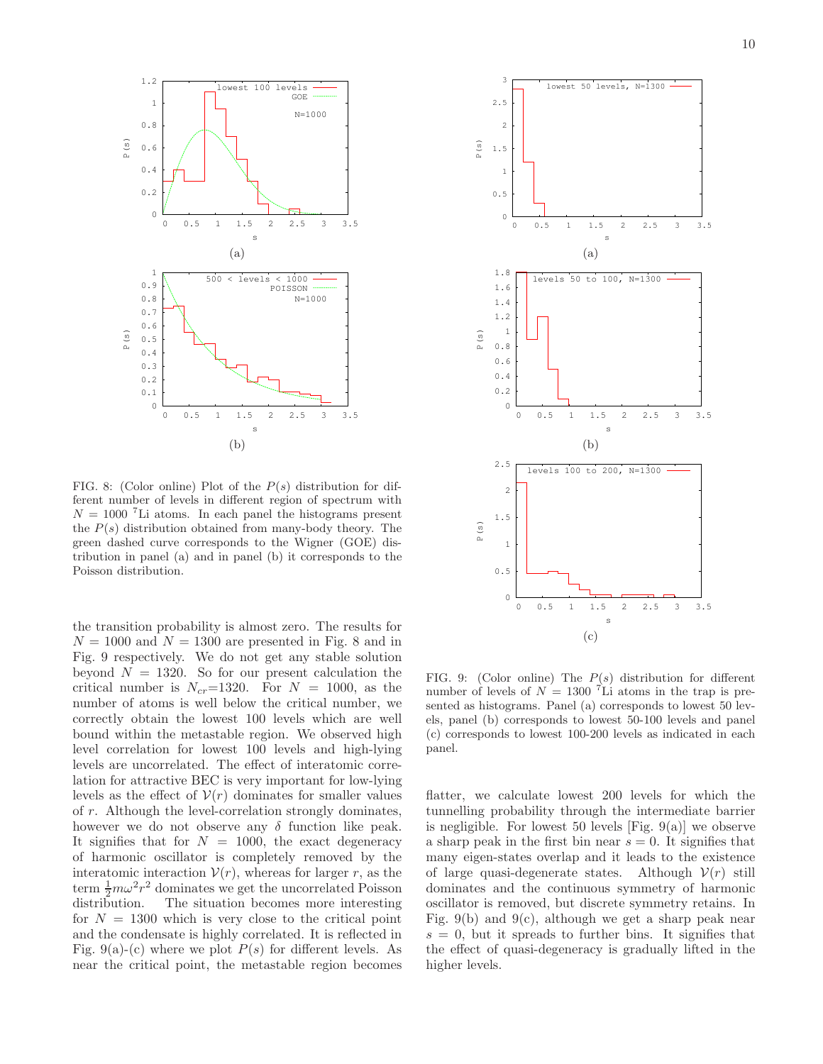FIG. 8: (Color online) Plot of the $P(s)$ distribution for different number of levels in different region of spectrum with $N = 1000$ $^{7}$Li atoms. In each panel the histograms present the $P(s)$ distribution obtained from many-body theory. The green dashed curve corresponds to the Wigner (GOE) distribution in panel (a) and in panel (b) it corresponds to the Poisson distribution.

FIG. 9: (Color online) The $P(s)$ distribution for different number of levels of $N = 1300$ $^{7}$Li atoms in the trap is presented as histograms. Panel (a) corresponds to lowest 50 levels, panel (b) corresponds to lowest 50-100 levels and panel (c) corresponds to lowest 100-200 levels as indicated in each panel.

the transition probability is almost zero. The results for $N = 1000$ and $N = 1300$ are presented in Fig. 8 and in Fig. 9 respectively. We do not get any stable solution beyond $N = 1320$. So for our present calculation the critical number is $N_{cr}$=1320. For $N = 1000$, as the number of atoms is well below the critical number, we correctly obtain the lowest 100 levels which are well bound within the metastable region. We observed high level correlation for lowest 100 levels and high-lying levels are uncorrelated. The effect of interatomic correlation for attractive BEC is very important for low-lying levels as the effect of $\mathcal{V}(r)$ dominates for smaller values of $r$. Although the level-correlation strongly dominates, however we do not observe any $\delta$ function like peak. It signifies that for $N = 1000$, the exact degeneracy of harmonic oscillator is completely removed by the interatomic interaction $\mathcal{V}(r)$, whereas for larger $r$, as the term $\frac{1}{2}m\omega^2 r^2$ dominates we get the uncorrelated Poisson distribution. The situation becomes more interesting for $N = 1300$ which is very close to the critical point and the condensate is highly correlated. It is reflected in Fig. 9(a)-(c) where we plot $P(s)$ for different levels. As near the critical point, the metastable region becomes flatter, we calculate lowest 200 levels for which the tunnelling probability through the intermediate barrier is negligible. For lowest 50 levels [Fig. 9(a)] we observe a sharp peak in the first bin near $s = 0$. It signifies that many eigen-states overlap and it leads to the existence of large quasi-degenerate states. Although $\mathcal{V}(r)$ still dominates and the continuous symmetry of harmonic oscillator is removed, but discrete symmetry retains. In Fig. 9(b) and 9(c), although we get a sharp peak near $s = 0$, but it spreads to further bins. It signifies that the effect of quasi-degeneracy is gradually lifted in the higher levels.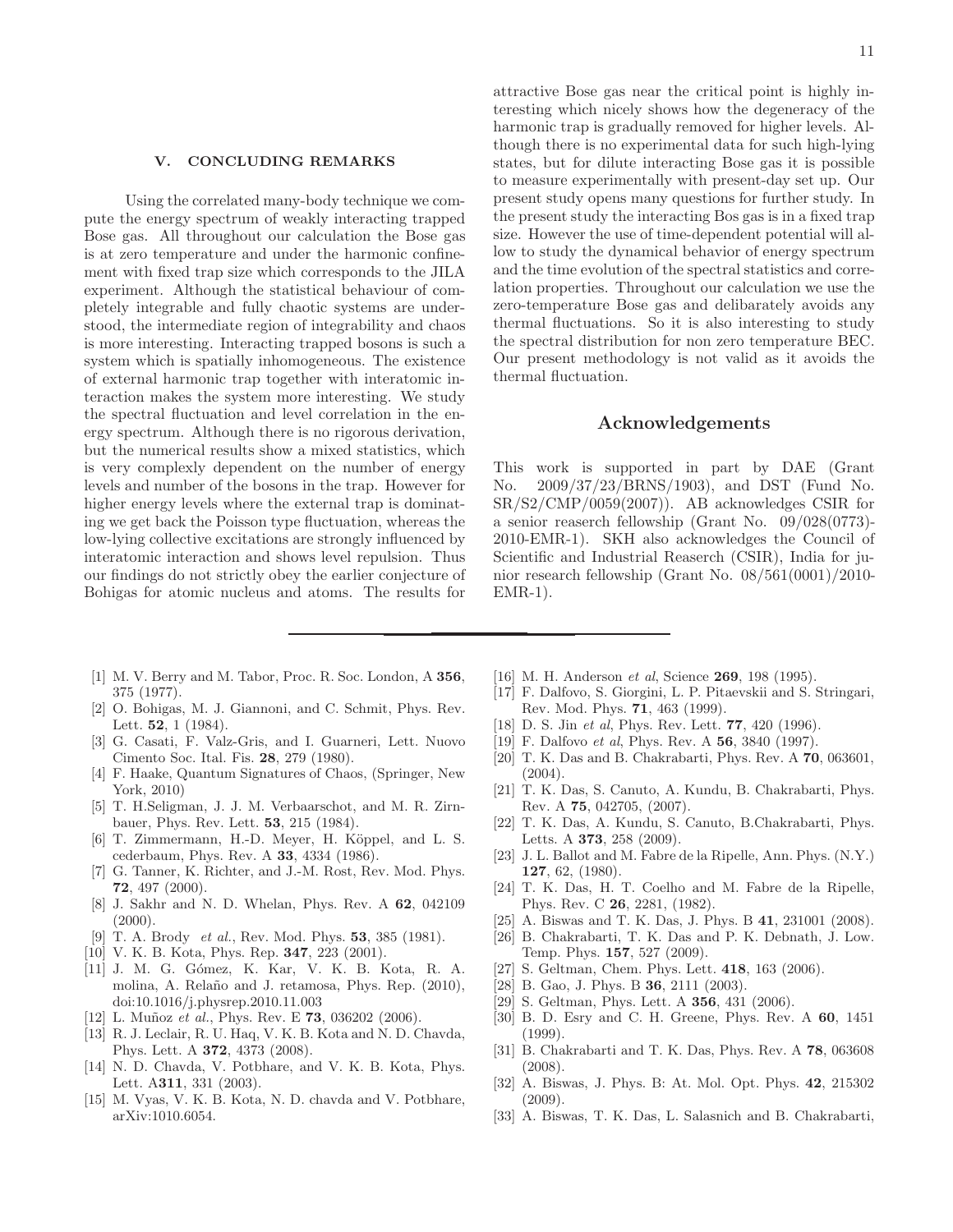## V. CONCLUDING REMARKS

Using the correlated many-body technique we compute the energy spectrum of weakly interacting trapped Bose gas. All throughout our calculation the Bose gas is at zero temperature and under the harmonic confinement with fixed trap size which corresponds to the JILA experiment. Although the statistical behaviour of completely integrable and fully chaotic systems are understood, the intermediate region of integrability and chaos is more interesting. Interacting trapped bosons is such a system which is spatially inhomogeneous. The existence of external harmonic trap together with interatomic interaction makes the system more interesting. We study the spectral fluctuation and level correlation in the energy spectrum. Although there is no rigorous derivation, but the numerical results show a mixed statistics, which is very complexly dependent on the number of energy levels and number of the bosons in the trap. However for higher energy levels where the external trap is dominating we get back the Poisson type fluctuation, whereas the low-lying collective excitations are strongly influenced by interatomic interaction and shows level repulsion. Thus our findings do not strictly obey the earlier conjecture of Bohigas for atomic nucleus and atoms. The results for attractive Bose gas near the critical point is highly interesting which nicely shows how the degeneracy of the harmonic trap is gradually removed for higher levels. Although there is no experimental data for such high-lying states, but for dilute interacting Bose gas it is possible to measure experimentally with present-day set up. Our present study opens many questions for further study. In the present study the interacting Bos gas is in a fixed trap size. However the use of time-dependent potential will allow to study the dynamical behavior of energy spectrum and the time evolution of the spectral statistics and correlation properties. Throughout our calculation we use the zero-temperature Bose gas and delibarately avoids any thermal fluctuations. So it is also interesting to study the spectral distribution for non zero temperature BEC. Our present methodology is not valid as it avoids the thermal fluctuation.

## Acknowledgements

This work is supported in part by DAE (Grant No. 2009/37/23/BRNS/1903), and DST (Fund No. SR/S2/CMP/0059(2007)). AB acknowledges CSIR for a senior reaserch fellowship (Grant No. 09/028(0773)-2010-EMR-1). SKH also acknowledges the Council of Scientific and Industrial Reaserch (CSIR), India for junior research fellowship (Grant No. 08/561(0001)/2010-EMR-1).

---

[1] M. V. Berry and M. Tabor, Proc. R. Soc. London, A **356**, 375 (1977).

[2] O. Bohigas, M. J. Giannoni, and C. Schmit, Phys. Rev. Lett. **52**, 1 (1984).

[3] G. Casati, F. Valz-Gris, and I. Guarneri, Lett. Nuovo Cimento Soc. Ital. Fis. **28**, 279 (1980).

[4] F. Haake, Quantum Signatures of Chaos, (Springer, New York, 2010)

[5] T. H.Seligman, J. J. M. Verbaarschot, and M. R. Zirnbauer, Phys. Rev. Lett. **53**, 215 (1984).

[6] T. Zimmermann, H.-D. Meyer, H. Köppel, and L. S. cederbaum, Phys. Rev. A **33**, 4334 (1986).

[7] G. Tanner, K. Richter, and J.-M. Rost, Rev. Mod. Phys. **72**, 497 (2000).

[8] J. Sakhr and N. D. Whelan, Phys. Rev. A **62**, 042109 (2000).

[9] T. A. Brody *et al.*, Rev. Mod. Phys. **53**, 385 (1981).

[10] V. K. B. Kota, Phys. Rep. **347**, 223 (2001).

[11] J. M. G. Gómez, K. Kar, V. K. B. Kota, R. A. molina, A. Relaño and J. retamosa, Phys. Rep. (2010), doi:10.1016/j.physrep.2010.11.003

[12] L. Muñoz *et al.*, Phys. Rev. E **73**, 036202 (2006).

[13] R. J. Leclair, R. U. Haq, V. K. B. Kota and N. D. Chavda, Phys. Lett. A **372**, 4373 (2008).

[14] N. D. Chavda, V. Potbhare, and V. K. B. Kota, Phys. Lett. A**311**, 331 (2003).

[15] M. Vyas, V. K. B. Kota, N. D. chavda and V. Potbhare, arXiv:1010.6054.

[16] M. H. Anderson *et al*, Science **269**, 198 (1995).

[17] F. Dalfovo, S. Giorgini, L. P. Pitaevskii and S. Stringari, Rev. Mod. Phys. **71**, 463 (1999).

[18] D. S. Jin *et al*, Phys. Rev. Lett. **77**, 420 (1996).

[19] F. Dalfovo *et al*, Phys. Rev. A **56**, 3840 (1997).

[20] T. K. Das and B. Chakrabarti, Phys. Rev. A **70**, 063601, (2004).

[21] T. K. Das, S. Canuto, A. Kundu, B. Chakrabarti, Phys. Rev. A **75**, 042705, (2007).

[22] T. K. Das, A. Kundu, S. Canuto, B.Chakrabarti, Phys. Letts. A **373**, 258 (2009).

[23] J. L. Ballot and M. Fabre de la Ripelle, Ann. Phys. (N.Y.) **127**, 62, (1980).

[24] T. K. Das, H. T. Coelho and M. Fabre de la Ripelle, Phys. Rev. C **26**, 2281, (1982).

[25] A. Biswas and T. K. Das, J. Phys. B **41**, 231001 (2008).

[26] B. Chakrabarti, T. K. Das and P. K. Debnath, J. Low. Temp. Phys. **157**, 527 (2009).

[27] S. Geltman, Chem. Phys. Lett. **418**, 163 (2006).

[28] B. Gao, J. Phys. B **36**, 2111 (2003).

[29] S. Geltman, Phys. Lett. A **356**, 431 (2006).

[30] B. D. Esry and C. H. Greene, Phys. Rev. A **60**, 1451 (1999).

[31] B. Chakrabarti and T. K. Das, Phys. Rev. A **78**, 063608 (2008).

[32] A. Biswas, J. Phys. B: At. Mol. Opt. Phys. **42**, 215302 (2009).

[33] A. Biswas, T. K. Das, L. Salasnich and B. Chakrabarti,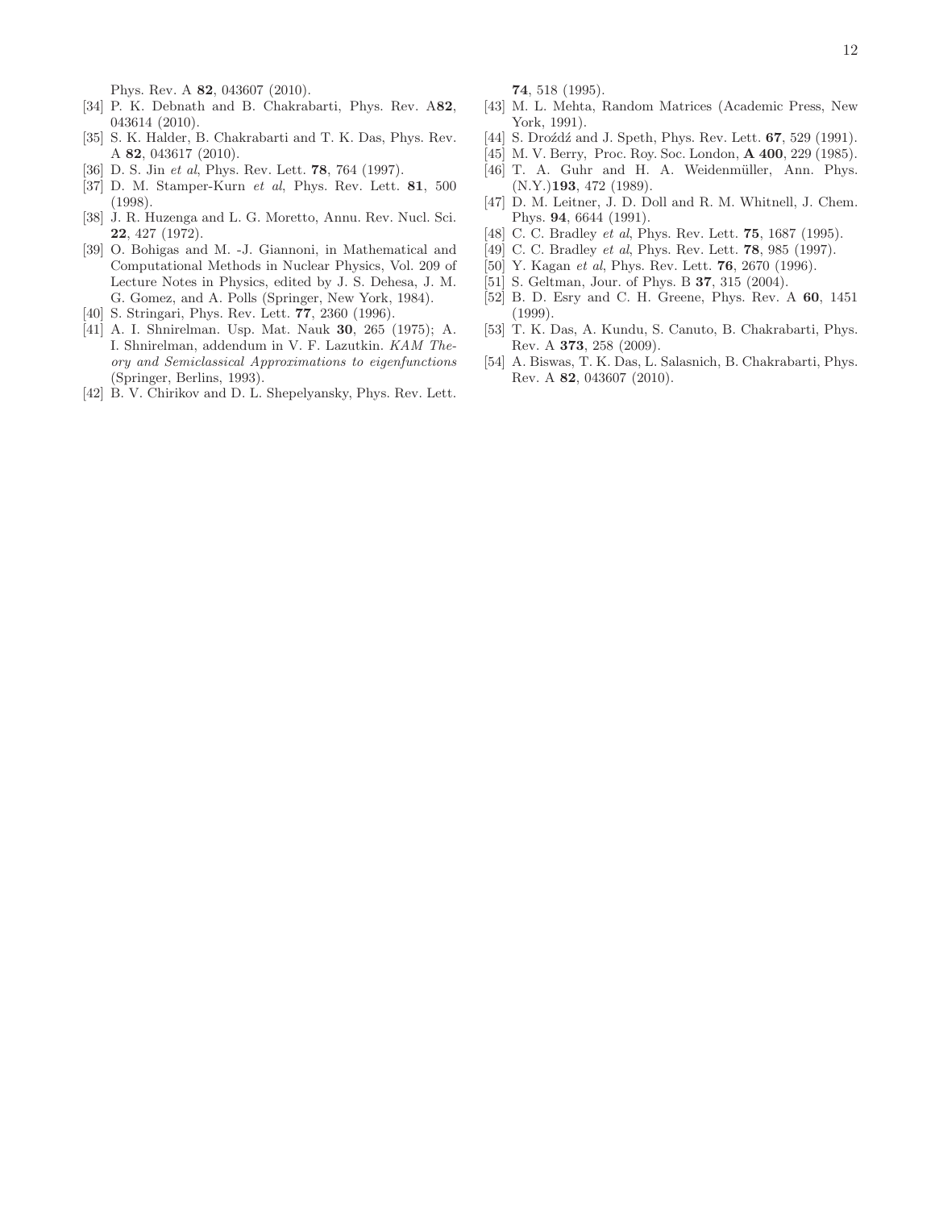Phys. Rev. A **82**, 043607 (2010).

[34] P. K. Debnath and B. Chakrabarti, Phys. Rev. A**82**, 043614 (2010).

[35] S. K. Halder, B. Chakrabarti and T. K. Das, Phys. Rev. A **82**, 043617 (2010).

[36] D. S. Jin *et al*, Phys. Rev. Lett. **78**, 764 (1997).

[37] D. M. Stamper-Kurn *et al*, Phys. Rev. Lett. **81**, 500 (1998).

[38] J. R. Huzenga and L. G. Moretto, Annu. Rev. Nucl. Sci. **22**, 427 (1972).

[39] O. Bohigas and M. -J. Giannoni, in Mathematical and Computational Methods in Nuclear Physics, Vol. 209 of Lecture Notes in Physics, edited by J. S. Dehesa, J. M. G. Gomez, and A. Polls (Springer, New York, 1984).

[40] S. Stringari, Phys. Rev. Lett. **77**, 2360 (1996).

[41] A. I. Shnirelman. Usp. Mat. Nauk **30**, 265 (1975); A. I. Shnirelman, addendum in V. F. Lazutkin. *KAM Theory and Semiclassical Approximations to eigenfunctions* (Springer, Berlins, 1993).

[42] B. V. Chirikov and D. L. Shepelyansky, Phys. Rev. Lett. **74**, 518 (1995).

[43] M. L. Mehta, Random Matrices (Academic Press, New York, 1991).

[44] S. Droździ and J. Speth, Phys. Rev. Lett. **67**, 529 (1991).

[45] M. V. Berry, Proc. Roy. Soc. London, **A 400**, 229 (1985).

[46] T. A. Guhr and H. A. Weidenmüller, Ann. Phys. (N.Y.)**193**, 472 (1989).

[47] D. M. Leitner, J. D. Doll and R. M. Whitnell, J. Chem. Phys. **94**, 6644 (1991).

[48] C. C. Bradley *et al*, Phys. Rev. Lett. **75**, 1687 (1995).

[49] C. C. Bradley *et al*, Phys. Rev. Lett. **78**, 985 (1997).

[50] Y. Kagan *et al*, Phys. Rev. Lett. **76**, 2670 (1996).

[51] S. Geltman, Jour. of Phys. B **37**, 315 (2004).

[52] B. D. Esry and C. H. Greene, Phys. Rev. A **60**, 1451 (1999).

[53] T. K. Das, A. Kundu, S. Canuto, B. Chakrabarti, Phys. Rev. A **373**, 258 (2009).

[54] A. Biswas, T. K. Das, L. Salasnich, B. Chakrabarti, Phys. Rev. A **82**, 043607 (2010).